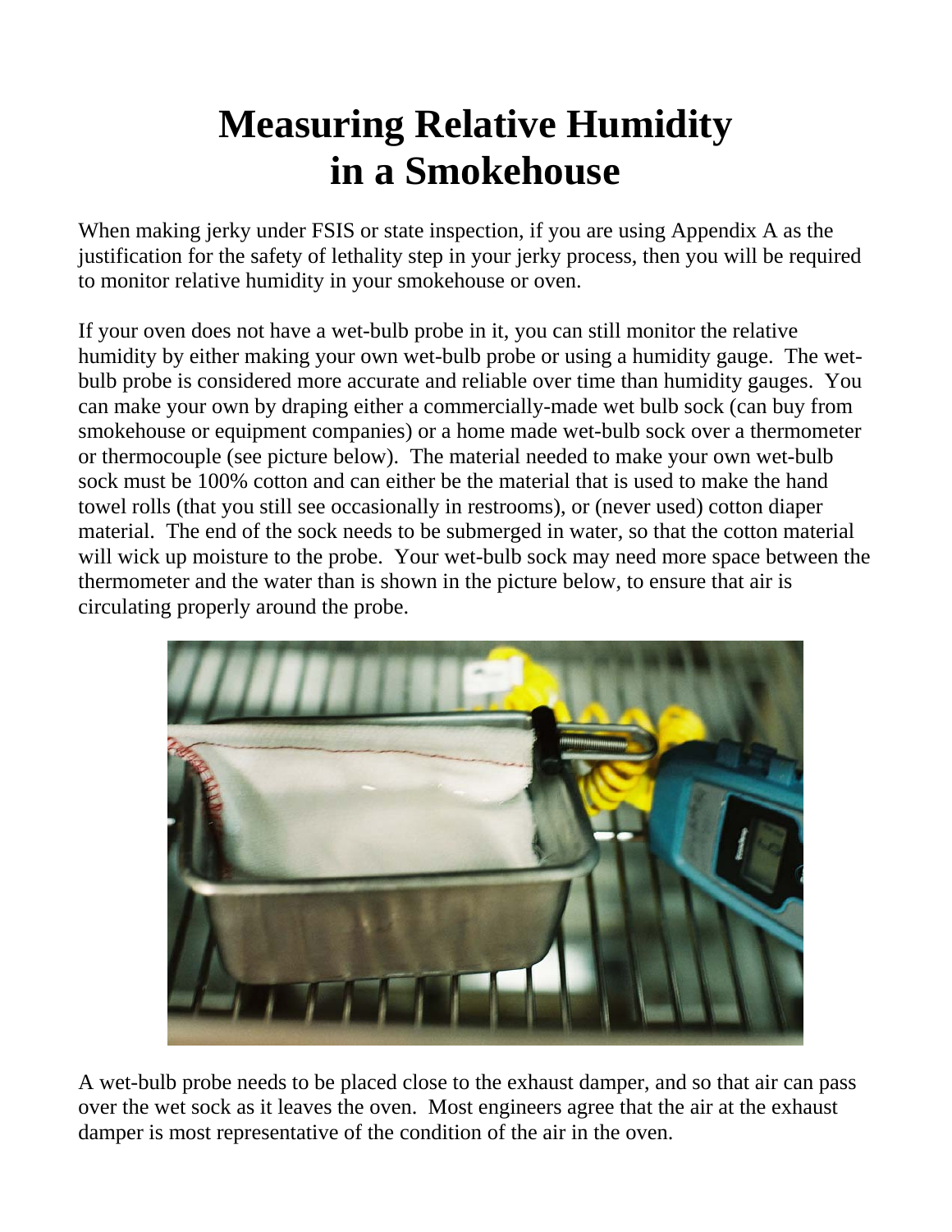# Measuring Relative Humidity in a Smokehouse

When making jerky under FSIS or state inspection, if you are using Appendix A as the justification for the safety of lethality step in your jerky process, then you will be required to monitor relative humidity in your smokehouse or oven.

If your oven does not have a wet-bulb probe in it, you can still monitor the relative humidity by either making your own wet-bulb probe or using a humidity gauge. The wet-bulb probe is considered more accurate and reliable over time than humidity gauges. You can make your own by draping either a commercially-made wet bulb sock (can buy from smokehouse or equipment companies) or a home made wet-bulb sock over a thermometer or thermocouple (see picture below). The material needed to make your own wet-bulb sock must be 100% cotton and can either be the material that is used to make the hand towel rolls (that you still see occasionally in restrooms), or (never used) cotton diaper material. The end of the sock needs to be submerged in water, so that the cotton material will wick up moisture to the probe. Your wet-bulb sock may need more space between the thermometer and the water than is shown in the picture below, to ensure that air is circulating properly around the probe.

A wet-bulb probe needs to be placed close to the exhaust damper, and so that air can pass over the wet sock as it leaves the oven. Most engineers agree that the air at the exhaust damper is most representative of the condition of the air in the oven.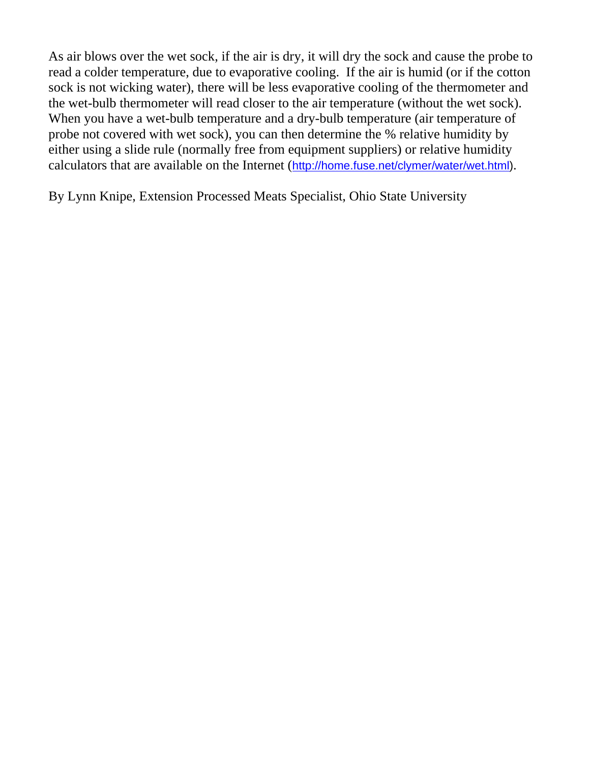As air blows over the wet sock, if the air is dry, it will dry the sock and cause the probe to read a colder temperature, due to evaporative cooling. If the air is humid (or if the cotton sock is not wicking water), there will be less evaporative cooling of the thermometer and the wet-bulb thermometer will read closer to the air temperature (without the wet sock). When you have a wet-bulb temperature and a dry-bulb temperature (air temperature of probe not covered with wet sock), you can then determine the % relative humidity by either using a slide rule (normally free from equipment suppliers) or relative humidity calculators that are available on the Internet (http://home.fuse.net/clymer/water/wet.html).

By Lynn Knipe, Extension Processed Meats Specialist, Ohio State University